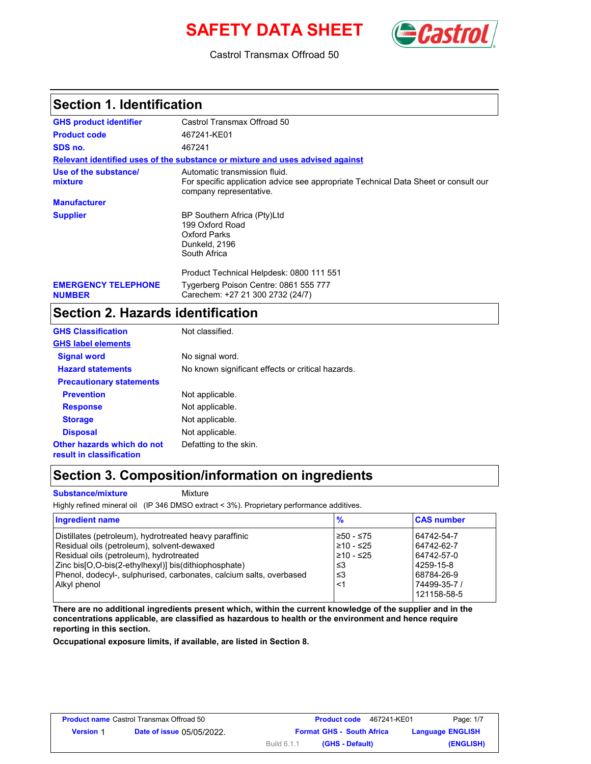# SAFETY DATA SHEET

Castrol Transmax Offroad 50

## Section 1. Identification

**GHS product identifier** Castrol Transmax Offroad 50

**Product code** 467241-KE01

**SDS no.** 467241

**Relevant identified uses of the substance or mixture and uses advised against**

**Use of the substance/ mixture** Automatic transmission fluid.
For specific application advice see appropriate Technical Data Sheet or consult our company representative.

**Manufacturer**

**Supplier** BP Southern Africa (Pty)Ltd
199 Oxford Road
Oxford Parks
Dunkeld, 2196
South Africa

Product Technical Helpdesk: 0800 111 551

**EMERGENCY TELEPHONE NUMBER** Tygerberg Poison Centre: 0861 555 777
Carechem: +27 21 300 2732 (24/7)

## Section 2. Hazards identification

**GHS Classification** Not classified.

**GHS label elements**

**Signal word** No signal word.

**Hazard statements** No known significant effects or critical hazards.

**Precautionary statements**

**Prevention** Not applicable.

**Response** Not applicable.

**Storage** Not applicable.

**Disposal** Not applicable.

**Other hazards which do not result in classification** Defatting to the skin.

## Section 3. Composition/information on ingredients

**Substance/mixture** Mixture

Highly refined mineral oil (IP 346 DMSO extract < 3%). Proprietary performance additives.

| Ingredient name | % | CAS number |
|---|---|---|
| Distillates (petroleum), hydrotreated heavy paraffinic | ≥50 - ≤75 | 64742-54-7 |
| Residual oils (petroleum), solvent-dewaxed | ≥10 - ≤25 | 64742-62-7 |
| Residual oils (petroleum), hydrotreated | ≥10 - ≤25 | 64742-57-0 |
| Zinc bis[O,O-bis(2-ethylhexyl)] bis(dithiophosphate) | ≤3 | 4259-15-8 |
| Phenol, dodecyl-, sulphurised, carbonates, calcium salts, overbased | ≤3 | 68784-26-9 |
| Alkyl phenol | <1 | 74499-35-7 / 121158-58-5 |

**There are no additional ingredients present which, within the current knowledge of the supplier and in the concentrations applicable, are classified as hazardous to health or the environment and hence require reporting in this section.**

**Occupational exposure limits, if available, are listed in Section 8.**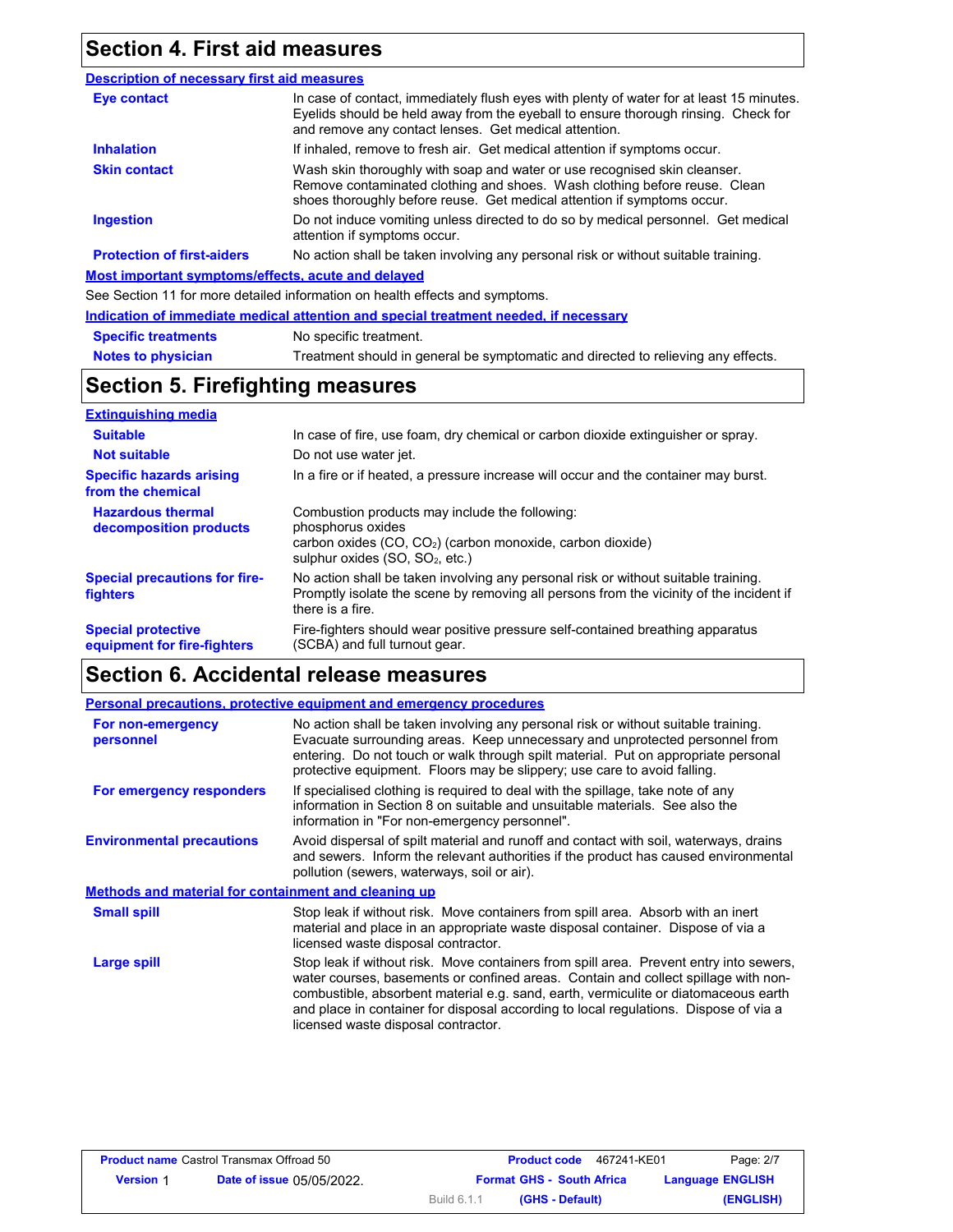## Section 4. First aid measures

### Description of necessary first aid measures

| | |
|---|---|
| **Eye contact** | In case of contact, immediately flush eyes with plenty of water for at least 15 minutes. Eyelids should be held away from the eyeball to ensure thorough rinsing. Check for and remove any contact lenses. Get medical attention. |
| **Inhalation** | If inhaled, remove to fresh air. Get medical attention if symptoms occur. |
| **Skin contact** | Wash skin thoroughly with soap and water or use recognised skin cleanser. Remove contaminated clothing and shoes. Wash clothing before reuse. Clean shoes thoroughly before reuse. Get medical attention if symptoms occur. |
| **Ingestion** | Do not induce vomiting unless directed to do so by medical personnel. Get medical attention if symptoms occur. |
| **Protection of first-aiders** | No action shall be taken involving any personal risk or without suitable training. |

### Most important symptoms/effects, acute and delayed

See Section 11 for more detailed information on health effects and symptoms.

### Indication of immediate medical attention and special treatment needed, if necessary

| | |
|---|---|
| **Specific treatments** | No specific treatment. |
| **Notes to physician** | Treatment should in general be symptomatic and directed to relieving any effects. |

## Section 5. Firefighting measures

### Extinguishing media

| | |
|---|---|
| **Suitable** | In case of fire, use foam, dry chemical or carbon dioxide extinguisher or spray. |
| **Not suitable** | Do not use water jet. |
| **Specific hazards arising from the chemical** | In a fire or if heated, a pressure increase will occur and the container may burst. |
| **Hazardous thermal decomposition products** | Combustion products may include the following:<br>phosphorus oxides<br>carbon oxides (CO, $CO_2$) (carbon monoxide, carbon dioxide)<br>sulphur oxides (SO, $SO_2$, etc.) |
| **Special precautions for fire-fighters** | No action shall be taken involving any personal risk or without suitable training. Promptly isolate the scene by removing all persons from the vicinity of the incident if there is a fire. |
| **Special protective equipment for fire-fighters** | Fire-fighters should wear positive pressure self-contained breathing apparatus (SCBA) and full turnout gear. |

## Section 6. Accidental release measures

### Personal precautions, protective equipment and emergency procedures

| | |
|---|---|
| **For non-emergency personnel** | No action shall be taken involving any personal risk or without suitable training. Evacuate surrounding areas. Keep unnecessary and unprotected personnel from entering. Do not touch or walk through spilt material. Put on appropriate personal protective equipment. Floors may be slippery; use care to avoid falling. |
| **For emergency responders** | If specialised clothing is required to deal with the spillage, take note of any information in Section 8 on suitable and unsuitable materials. See also the information in "For non-emergency personnel". |
| **Environmental precautions** | Avoid dispersal of spilt material and runoff and contact with soil, waterways, drains and sewers. Inform the relevant authorities if the product has caused environmental pollution (sewers, waterways, soil or air). |

### Methods and material for containment and cleaning up

| | |
|---|---|
| **Small spill** | Stop leak if without risk. Move containers from spill area. Absorb with an inert material and place in an appropriate waste disposal container. Dispose of via a licensed waste disposal contractor. |
| **Large spill** | Stop leak if without risk. Move containers from spill area. Prevent entry into sewers, water courses, basements or confined areas. Contain and collect spillage with non-combustible, absorbent material e.g. sand, earth, vermiculite or diatomaceous earth and place in container for disposal according to local regulations. Dispose of via a licensed waste disposal contractor. |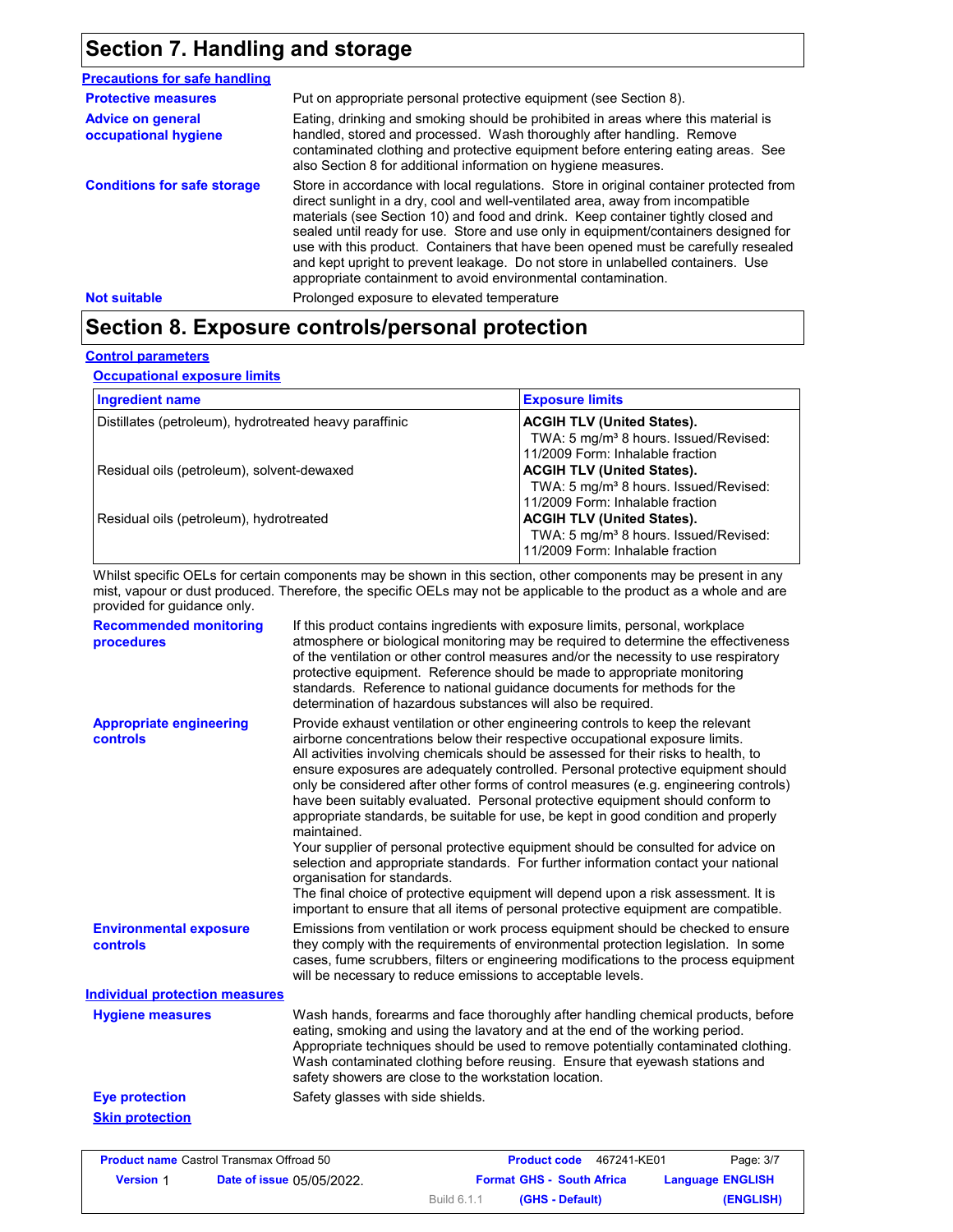## Section 7. Handling and storage

### Precautions for safe handling

**Protective measures**
Put on appropriate personal protective equipment (see Section 8).

**Advice on general occupational hygiene**
Eating, drinking and smoking should be prohibited in areas where this material is handled, stored and processed. Wash thoroughly after handling. Remove contaminated clothing and protective equipment before entering eating areas. See also Section 8 for additional information on hygiene measures.

**Conditions for safe storage**
Store in accordance with local regulations. Store in original container protected from direct sunlight in a dry, cool and well-ventilated area, away from incompatible materials (see Section 10) and food and drink. Keep container tightly closed and sealed until ready for use. Store and use only in equipment/containers designed for use with this product. Containers that have been opened must be carefully resealed and kept upright to prevent leakage. Do not store in unlabelled containers. Use appropriate containment to avoid environmental contamination.

**Not suitable**
Prolonged exposure to elevated temperature

## Section 8. Exposure controls/personal protection

### Control parameters

#### Occupational exposure limits

| Ingredient name | Exposure limits |
|---|---|
| Distillates (petroleum), hydrotreated heavy paraffinic | **ACGIH TLV (United States).** TWA: 5 mg/m³ 8 hours. Issued/Revised: 11/2009 Form: Inhalable fraction |
| Residual oils (petroleum), solvent-dewaxed | **ACGIH TLV (United States).** TWA: 5 mg/m³ 8 hours. Issued/Revised: 11/2009 Form: Inhalable fraction |
| Residual oils (petroleum), hydrotreated | **ACGIH TLV (United States).** TWA: 5 mg/m³ 8 hours. Issued/Revised: 11/2009 Form: Inhalable fraction |

Whilst specific OELs for certain components may be shown in this section, other components may be present in any mist, vapour or dust produced. Therefore, the specific OELs may not be applicable to the product as a whole and are provided for guidance only.

**Recommended monitoring procedures**
If this product contains ingredients with exposure limits, personal, workplace atmosphere or biological monitoring may be required to determine the effectiveness of the ventilation or other control measures and/or the necessity to use respiratory protective equipment. Reference should be made to appropriate monitoring standards. Reference to national guidance documents for methods for the determination of hazardous substances will also be required.

**Appropriate engineering controls**
Provide exhaust ventilation or other engineering controls to keep the relevant airborne concentrations below their respective occupational exposure limits.
All activities involving chemicals should be assessed for their risks to health, to ensure exposures are adequately controlled. Personal protective equipment should only be considered after other forms of control measures (e.g. engineering controls) have been suitably evaluated. Personal protective equipment should conform to appropriate standards, be suitable for use, be kept in good condition and properly maintained.
Your supplier of personal protective equipment should be consulted for advice on selection and appropriate standards. For further information contact your national organisation for standards.
The final choice of protective equipment will depend upon a risk assessment. It is important to ensure that all items of personal protective equipment are compatible.

**Environmental exposure controls**
Emissions from ventilation or work process equipment should be checked to ensure they comply with the requirements of environmental protection legislation. In some cases, fume scrubbers, filters or engineering modifications to the process equipment will be necessary to reduce emissions to acceptable levels.

### Individual protection measures

**Hygiene measures**
Wash hands, forearms and face thoroughly after handling chemical products, before eating, smoking and using the lavatory and at the end of the working period. Appropriate techniques should be used to remove potentially contaminated clothing. Wash contaminated clothing before reusing. Ensure that eyewash stations and safety showers are close to the workstation location.

**Eye protection**
Safety glasses with side shields.

#### Skin protection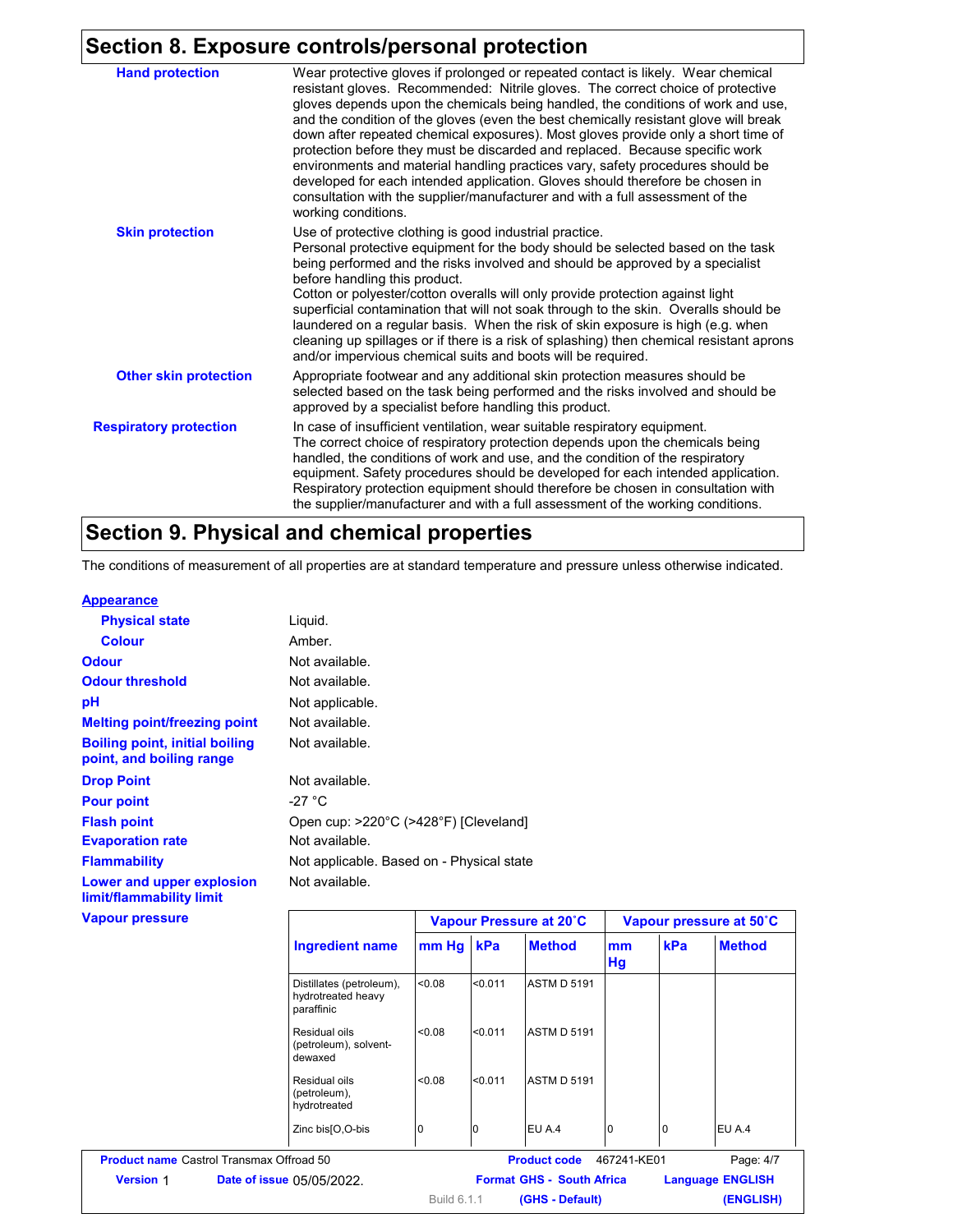## Section 8. Exposure controls/personal protection

**Hand protection**

Wear protective gloves if prolonged or repeated contact is likely. Wear chemical resistant gloves. Recommended: Nitrile gloves. The correct choice of protective gloves depends upon the chemicals being handled, the conditions of work and use, and the condition of the gloves (even the best chemically resistant glove will break down after repeated chemical exposures). Most gloves provide only a short time of protection before they must be discarded and replaced. Because specific work environments and material handling practices vary, safety procedures should be developed for each intended application. Gloves should therefore be chosen in consultation with the supplier/manufacturer and with a full assessment of the working conditions.

**Skin protection**

Use of protective clothing is good industrial practice.
Personal protective equipment for the body should be selected based on the task being performed and the risks involved and should be approved by a specialist before handling this product.
Cotton or polyester/cotton overalls will only provide protection against light superficial contamination that will not soak through to the skin. Overalls should be laundered on a regular basis. When the risk of skin exposure is high (e.g. when cleaning up spillages or if there is a risk of splashing) then chemical resistant aprons and/or impervious chemical suits and boots will be required.

**Other skin protection**

Appropriate footwear and any additional skin protection measures should be selected based on the task being performed and the risks involved and should be approved by a specialist before handling this product.

**Respiratory protection**

In case of insufficient ventilation, wear suitable respiratory equipment.
The correct choice of respiratory protection depends upon the chemicals being handled, the conditions of work and use, and the condition of the respiratory equipment. Safety procedures should be developed for each intended application. Respiratory protection equipment should therefore be chosen in consultation with the supplier/manufacturer and with a full assessment of the working conditions.

## Section 9. Physical and chemical properties

The conditions of measurement of all properties are at standard temperature and pressure unless otherwise indicated.

**Appearance**

| | |
|---|---|
| **Physical state** | Liquid. |
| **Colour** | Amber. |
| **Odour** | Not available. |
| **Odour threshold** | Not available. |
| **pH** | Not applicable. |
| **Melting point/freezing point** | Not available. |
| **Boiling point, initial boiling point, and boiling range** | Not available. |
| **Drop Point** | Not available. |
| **Pour point** | -27 °C |
| **Flash point** | Open cup: >220°C (>428°F) [Cleveland] |
| **Evaporation rate** | Not available. |
| **Flammability** | Not applicable. Based on - Physical state |
| **Lower and upper explosion limit/flammability limit** | Not available. |

**Vapour pressure**

| Ingredient name | Vapour Pressure at 20˚C | | | Vapour pressure at 50˚C | | |
|---|---|---|---|---|---|---|
| | mm Hg | kPa | Method | mm Hg | kPa | Method |
| Distillates (petroleum), hydrotreated heavy paraffinic | <0.08 | <0.011 | ASTM D 5191 | | | |
| Residual oils (petroleum), solvent-dewaxed | <0.08 | <0.011 | ASTM D 5191 | | | |
| Residual oils (petroleum), hydrotreated | <0.08 | <0.011 | ASTM D 5191 | | | |
| Zinc bis[O,O-bis | 0 | 0 | EU A.4 | 0 | 0 | EU A.4 |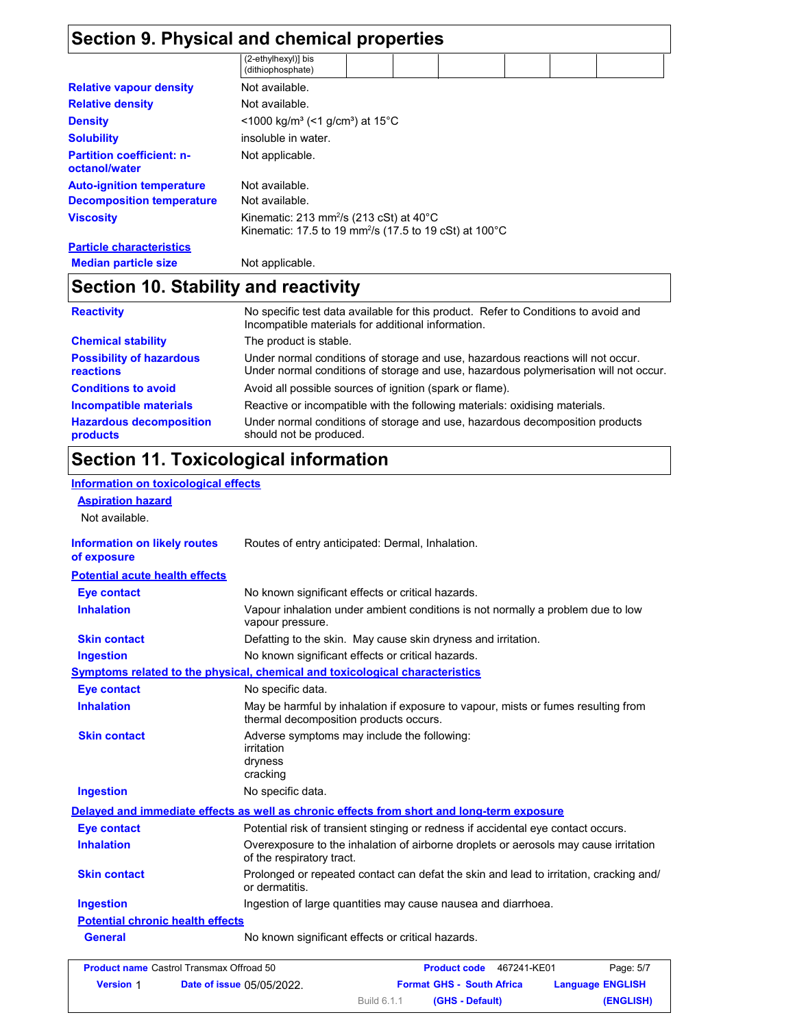## Section 9. Physical and chemical properties

| (2-ethylhexyl)] bis (dithiophosphate) | | | | | | |
|---|---|---|---|---|---|---|

**Relative vapour density** Not available.

**Relative density** Not available.

**Density** <1000 kg/m³ (<1 g/cm³) at 15°C

**Solubility** insoluble in water.

**Partition coefficient: n-octanol/water** Not applicable.

**Auto-ignition temperature** Not available.

**Decomposition temperature** Not available.

**Viscosity** Kinematic: 213 mm²/s (213 cSt) at 40°C
Kinematic: 17.5 to 19 mm²/s (17.5 to 19 cSt) at 100°C

**Particle characteristics**

**Median particle size** Not applicable.

## Section 10. Stability and reactivity

**Reactivity** No specific test data available for this product. Refer to Conditions to avoid and Incompatible materials for additional information.

**Chemical stability** The product is stable.

**Possibility of hazardous reactions** Under normal conditions of storage and use, hazardous reactions will not occur.
Under normal conditions of storage and use, hazardous polymerisation will not occur.

**Conditions to avoid** Avoid all possible sources of ignition (spark or flame).

**Incompatible materials** Reactive or incompatible with the following materials: oxidising materials.

**Hazardous decomposition products** Under normal conditions of storage and use, hazardous decomposition products should not be produced.

## Section 11. Toxicological information

**Information on toxicological effects**

**Aspiration hazard**

Not available.

**Information on likely routes of exposure** Routes of entry anticipated: Dermal, Inhalation.

**Potential acute health effects**

**Eye contact** No known significant effects or critical hazards.

**Inhalation** Vapour inhalation under ambient conditions is not normally a problem due to low vapour pressure.

**Skin contact** Defatting to the skin. May cause skin dryness and irritation.

**Ingestion** No known significant effects or critical hazards.

**Symptoms related to the physical, chemical and toxicological characteristics**

**Eye contact** No specific data.

**Inhalation** May be harmful by inhalation if exposure to vapour, mists or fumes resulting from thermal decomposition products occurs.

**Skin contact** Adverse symptoms may include the following:
irritation
dryness
cracking

**Ingestion** No specific data.

**Delayed and immediate effects as well as chronic effects from short and long-term exposure**

**Eye contact** Potential risk of transient stinging or redness if accidental eye contact occurs.

**Inhalation** Overexposure to the inhalation of airborne droplets or aerosols may cause irritation of the respiratory tract.

**Skin contact** Prolonged or repeated contact can defat the skin and lead to irritation, cracking and/or dermatitis.

**Ingestion** Ingestion of large quantities may cause nausea and diarrhoea.

**Potential chronic health effects**

**General** No known significant effects or critical hazards.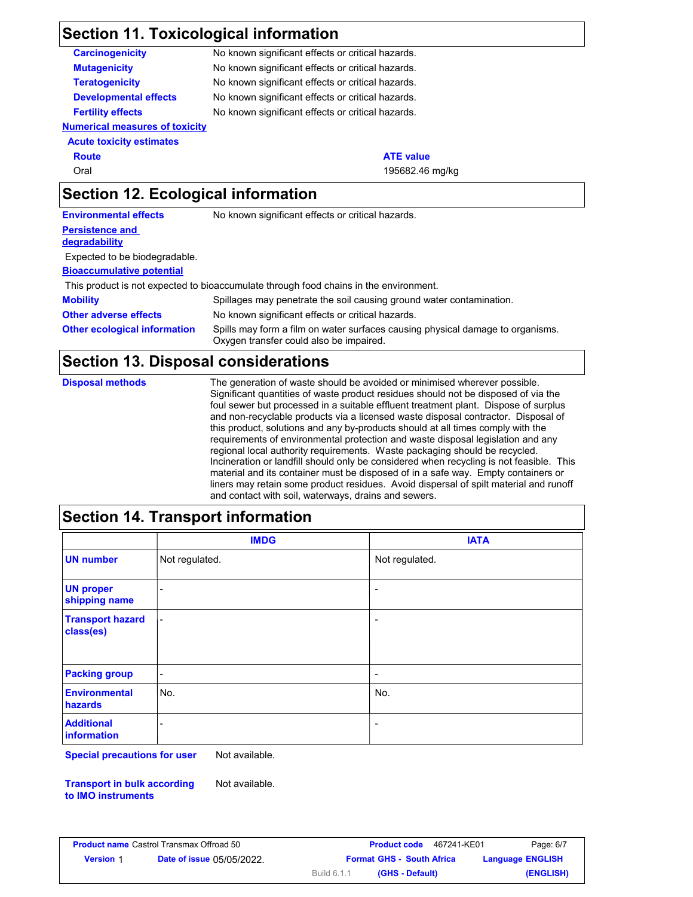## Section 11. Toxicological information

**Carcinogenicity** No known significant effects or critical hazards.

**Mutagenicity** No known significant effects or critical hazards.

**Teratogenicity** No known significant effects or critical hazards.

**Developmental effects** No known significant effects or critical hazards.

**Fertility effects** No known significant effects or critical hazards.

**Numerical measures of toxicity**

**Acute toxicity estimates**

| Route | ATE value |
|---|---|
| Oral | 195682.46 mg/kg |

## Section 12. Ecological information

**Environmental effects** No known significant effects or critical hazards.

**Persistence and degradability**

Expected to be biodegradable.

**Bioaccumulative potential**

This product is not expected to bioaccumulate through food chains in the environment.

**Mobility** Spillages may penetrate the soil causing ground water contamination.

**Other adverse effects** No known significant effects or critical hazards.

**Other ecological information** Spills may form a film on water surfaces causing physical damage to organisms. Oxygen transfer could also be impaired.

## Section 13. Disposal considerations

**Disposal methods** The generation of waste should be avoided or minimised wherever possible. Significant quantities of waste product residues should not be disposed of via the foul sewer but processed in a suitable effluent treatment plant. Dispose of surplus and non-recyclable products via a licensed waste disposal contractor. Disposal of this product, solutions and any by-products should at all times comply with the requirements of environmental protection and waste disposal legislation and any regional local authority requirements. Waste packaging should be recycled. Incineration or landfill should only be considered when recycling is not feasible. This material and its container must be disposed of in a safe way. Empty containers or liners may retain some product residues. Avoid dispersal of spilt material and runoff and contact with soil, waterways, drains and sewers.

## Section 14. Transport information

| | IMDG | IATA |
|---|---|---|
| UN number | Not regulated. | Not regulated. |
| UN proper shipping name | - | - |
| Transport hazard class(es) | - | - |
| Packing group | - | - |
| Environmental hazards | No. | No. |
| Additional information | - | - |

**Special precautions for user** Not available.

**Transport in bulk according to IMO instruments** Not available.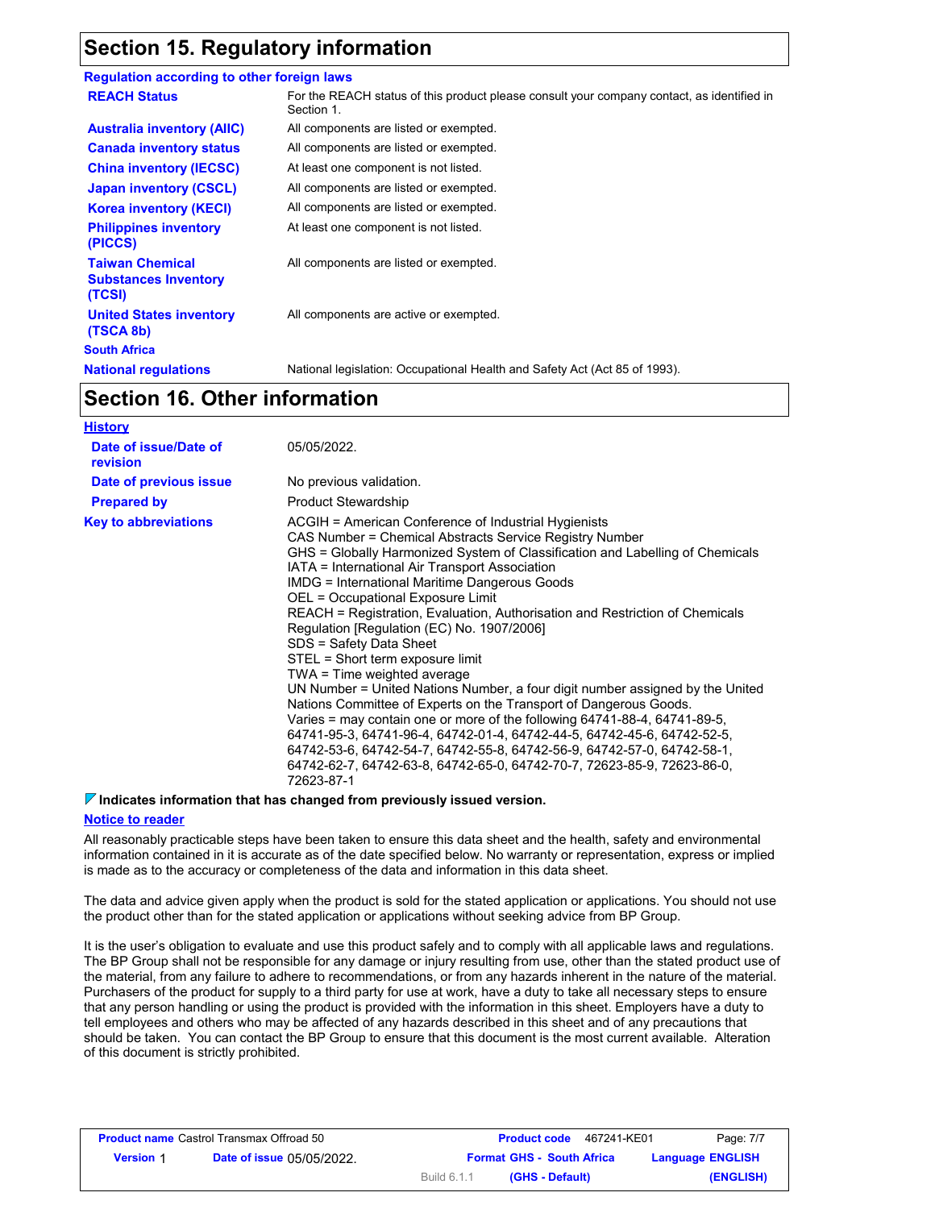## Section 15. Regulatory information

**Regulation according to other foreign laws**

| | |
|---|---|
| **REACH Status** | For the REACH status of this product please consult your company contact, as identified in Section 1. |
| **Australia inventory (AIIC)** | All components are listed or exempted. |
| **Canada inventory status** | All components are listed or exempted. |
| **China inventory (IECSC)** | At least one component is not listed. |
| **Japan inventory (CSCL)** | All components are listed or exempted. |
| **Korea inventory (KECI)** | All components are listed or exempted. |
| **Philippines inventory (PICCS)** | At least one component is not listed. |
| **Taiwan Chemical Substances Inventory (TCSI)** | All components are listed or exempted. |
| **United States inventory (TSCA 8b)** | All components are active or exempted. |

**South Africa**

| | |
|---|---|
| **National regulations** | National legislation: Occupational Health and Safety Act (Act 85 of 1993). |

## Section 16. Other information

**History**

| | |
|---|---|
| **Date of issue/Date of revision** | 05/05/2022. |
| **Date of previous issue** | No previous validation. |
| **Prepared by** | Product Stewardship |

**Key to abbreviations**

ACGIH = American Conference of Industrial Hygienists
CAS Number = Chemical Abstracts Service Registry Number
GHS = Globally Harmonized System of Classification and Labelling of Chemicals
IATA = International Air Transport Association
IMDG = International Maritime Dangerous Goods
OEL = Occupational Exposure Limit
REACH = Registration, Evaluation, Authorisation and Restriction of Chemicals Regulation [Regulation (EC) No. 1907/2006]
SDS = Safety Data Sheet
STEL = Short term exposure limit
TWA = Time weighted average
UN Number = United Nations Number, a four digit number assigned by the United Nations Committee of Experts on the Transport of Dangerous Goods.
Varies = may contain one or more of the following 64741-88-4, 64741-89-5, 64741-95-3, 64741-96-4, 64742-01-4, 64742-44-5, 64742-45-6, 64742-52-5, 64742-53-6, 64742-54-7, 64742-55-8, 64742-56-9, 64742-57-0, 64742-58-1, 64742-62-7, 64742-63-8, 64742-65-0, 64742-70-7, 72623-85-9, 72623-86-0, 72623-87-1

**Indicates information that has changed from previously issued version.**

**Notice to reader**

All reasonably practicable steps have been taken to ensure this data sheet and the health, safety and environmental information contained in it is accurate as of the date specified below. No warranty or representation, express or implied is made as to the accuracy or completeness of the data and information in this data sheet.

The data and advice given apply when the product is sold for the stated application or applications. You should not use the product other than for the stated application or applications without seeking advice from BP Group.

It is the user's obligation to evaluate and use this product safely and to comply with all applicable laws and regulations. The BP Group shall not be responsible for any damage or injury resulting from use, other than the stated product use of the material, from any failure to adhere to recommendations, or from any hazards inherent in the nature of the material. Purchasers of the product for supply to a third party for use at work, have a duty to take all necessary steps to ensure that any person handling or using the product is provided with the information in this sheet. Employers have a duty to tell employees and others who may be affected of any hazards described in this sheet and of any precautions that should be taken. You can contact the BP Group to ensure that this document is the most current available. Alteration of this document is strictly prohibited.